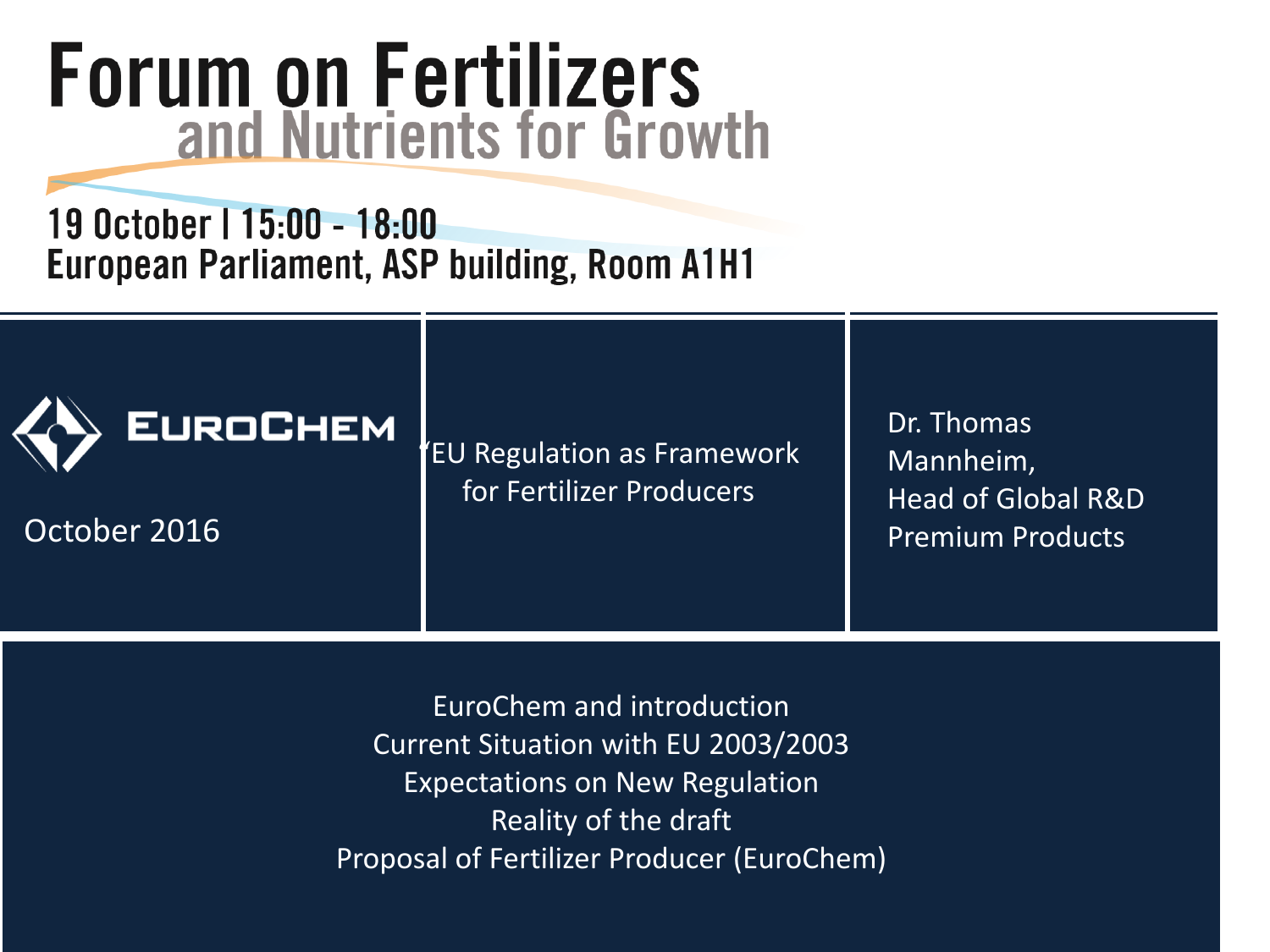# Forum on Fertilizers and Nutrients for Growth

19 October | 15:00 - 18:00
European Parliament, ASP building, Room A1H1

EUROCHEM

October 2016

"EU Regulation as Framework for Fertilizer Producers

Dr. Thomas Mannheim,
Head of Global R&D Premium Products

EuroChem and introduction
Current Situation with EU 2003/2003
Expectations on New Regulation
Reality of the draft
Proposal of Fertilizer Producer (EuroChem)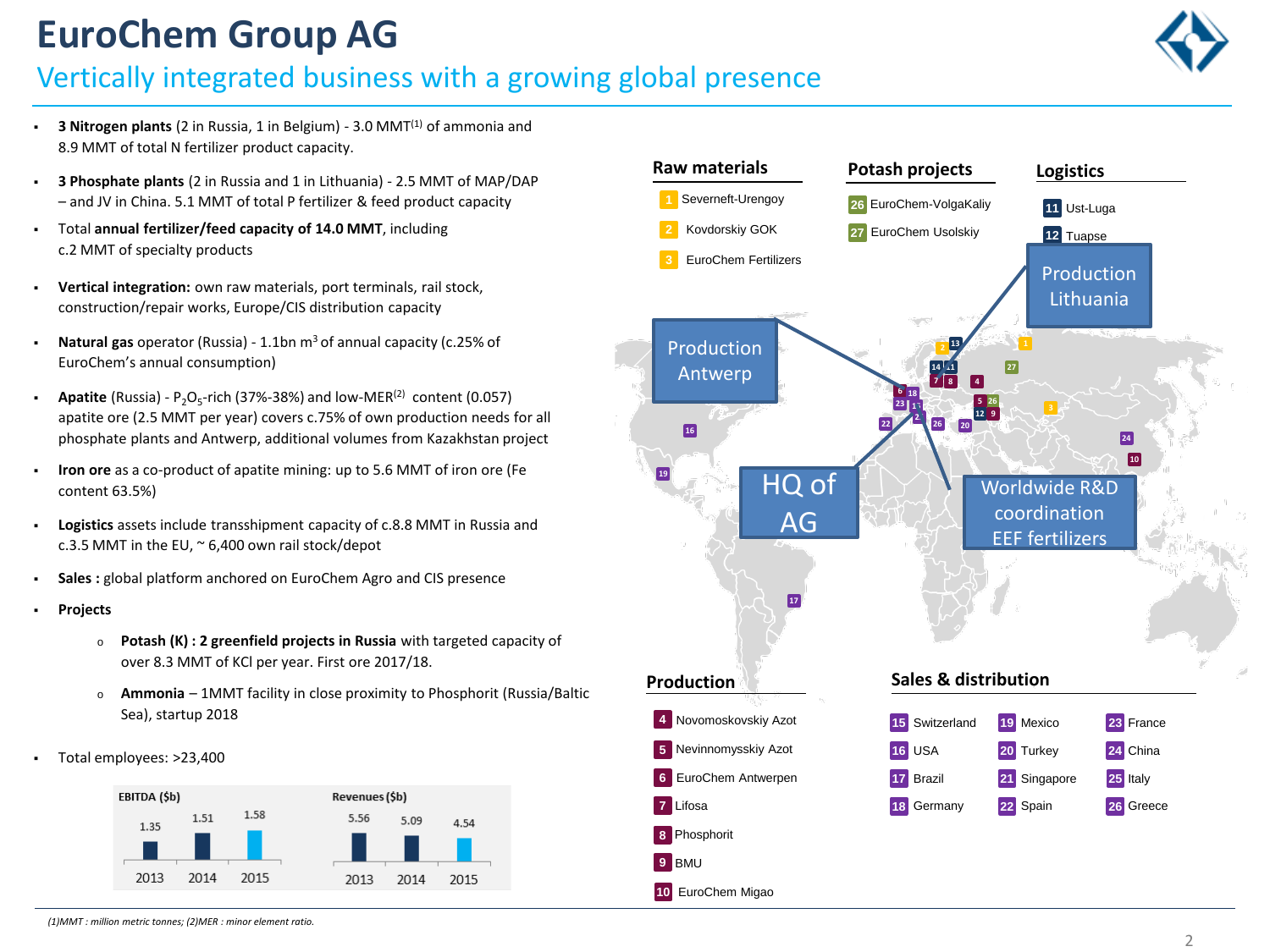# EuroChem Group AG

## Vertically integrated business with a growing global presence

- **3 Nitrogen plants** (2 in Russia, 1 in Belgium) - 3.0 MMT(1) of ammonia and 8.9 MMT of total N fertilizer product capacity.
- **3 Phosphate plants** (2 in Russia and 1 in Lithuania) - 2.5 MMT of MAP/DAP – and JV in China. 5.1 MMT of total P fertilizer & feed product capacity
- Total **annual fertilizer/feed capacity of 14.0 MMT**, including c.2 MMT of specialty products
- **Vertical integration:** own raw materials, port terminals, rail stock, construction/repair works, Europe/CIS distribution capacity
- **Natural gas** operator (Russia) - 1.1bn $m^3$ of annual capacity (c.25% of EuroChem's annual consumption)
- **Apatite** (Russia) - $P_2O_5$-rich (37%-38%) and low-MER(2) content (0.057) apatite ore (2.5 MMT per year) covers c.75% of own production needs for all phosphate plants and Antwerp, additional volumes from Kazakhstan project
- **Iron ore** as a co-product of apatite mining: up to 5.6 MMT of iron ore (Fe content 63.5%)
- **Logistics** assets include transshipment capacity of c.8.8 MMT in Russia and c.3.5 MMT in the EU, ~ 6,400 own rail stock/depot
- **Sales :** global platform anchored on EuroChem Agro and CIS presence
- **Projects**
  - **Potash (K) : 2 greenfield projects in Russia** with targeted capacity of over 8.3 MMT of KCl per year. First ore 2017/18.
  - **Ammonia** – 1MMT facility in close proximity to Phosphorit (Russia/Baltic Sea), startup 2018
- Total employees: >23,400

| | 2013 | 2014 | 2015 |
|---|---|---|---|
| EBITDA ($b) | 1.35 | 1.51 | 1.58 |
| Revenues ($b) | 5.56 | 5.09 | 4.54 |

**Raw materials**
1. Severneft-Urengoy
2. Kovdorskiy GOK
3. EuroChem Fertilizers

**Potash projects**
26. EuroChem-VolgaKaliy
27. EuroChem Usolskiy

**Logistics**
11. Ust-Luga
12. Tuapse

Production Lithuania

Production Antwerp

HQ of AG

Worldwide R&D coordination EEF fertilizers

**Production**
4. Novomoskovskiy Azot
5. Nevinnomysskiy Azot
6. EuroChem Antwerpen
7. Lifosa
8. Phosphorit
9. BMU
10. EuroChem Migao

**Sales & distribution**
15. Switzerland
16. USA
17. Brazil
18. Germany
19. Mexico
20. Turkey
21. Singapore
22. Spain
23. France
24. China
25. Italy
26. Greece

*(1)MMT : million metric tonnes; (2)MER : minor element ratio.*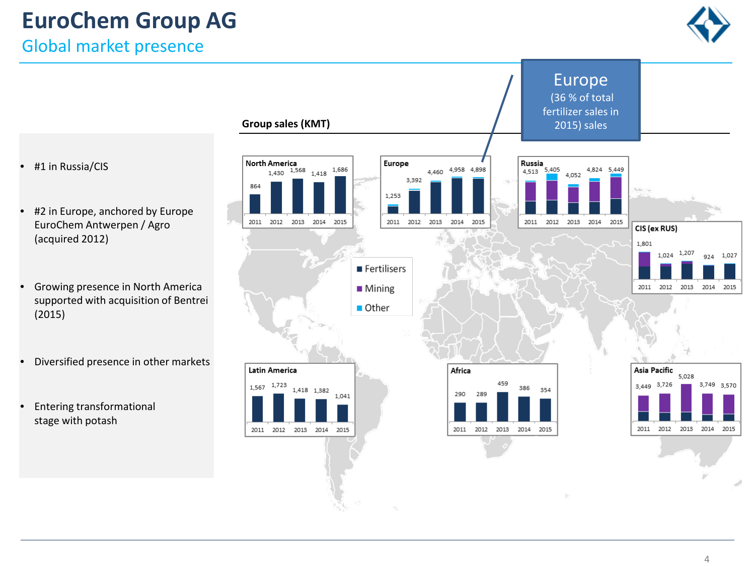# EuroChem Group AG

## Global market presence

- #1 in Russia/CIS
- #2 in Europe, anchored by Europe EuroChem Antwerpen / Agro (acquired 2012)
- Growing presence in North America supported with acquisition of Bentrei (2015)
- Diversified presence in other markets
- Entering transformational stage with potash

**Europe** (36 % of total fertilizer sales in 2015) sales

### Group sales (KMT)

Legend: Fertilisers, Mining, Other

| Region | 2011 | 2012 | 2013 | 2014 | 2015 |
|---|---|---|---|---|---|
| North America | 864 | 1,430 | 1,568 | 1,418 | 1,686 |
| Europe | 1,253 | 3,392 | 4,460 | 4,958 | 4,898 |
| Russia | 4,513 | 5,405 | 4,052 | 4,824 | 5,449 |
| CIS (ex RUS) | 1,801 | 1,024 | 1,207 | 924 | 1,027 |
| Latin America | 1,567 | 1,723 | 1,418 | 1,382 | 1,041 |
| Africa | 290 | 289 | 459 | 386 | 354 |
| Asia Pacific | 3,449 | 3,726 | 5,028 | 3,749 | 3,570 |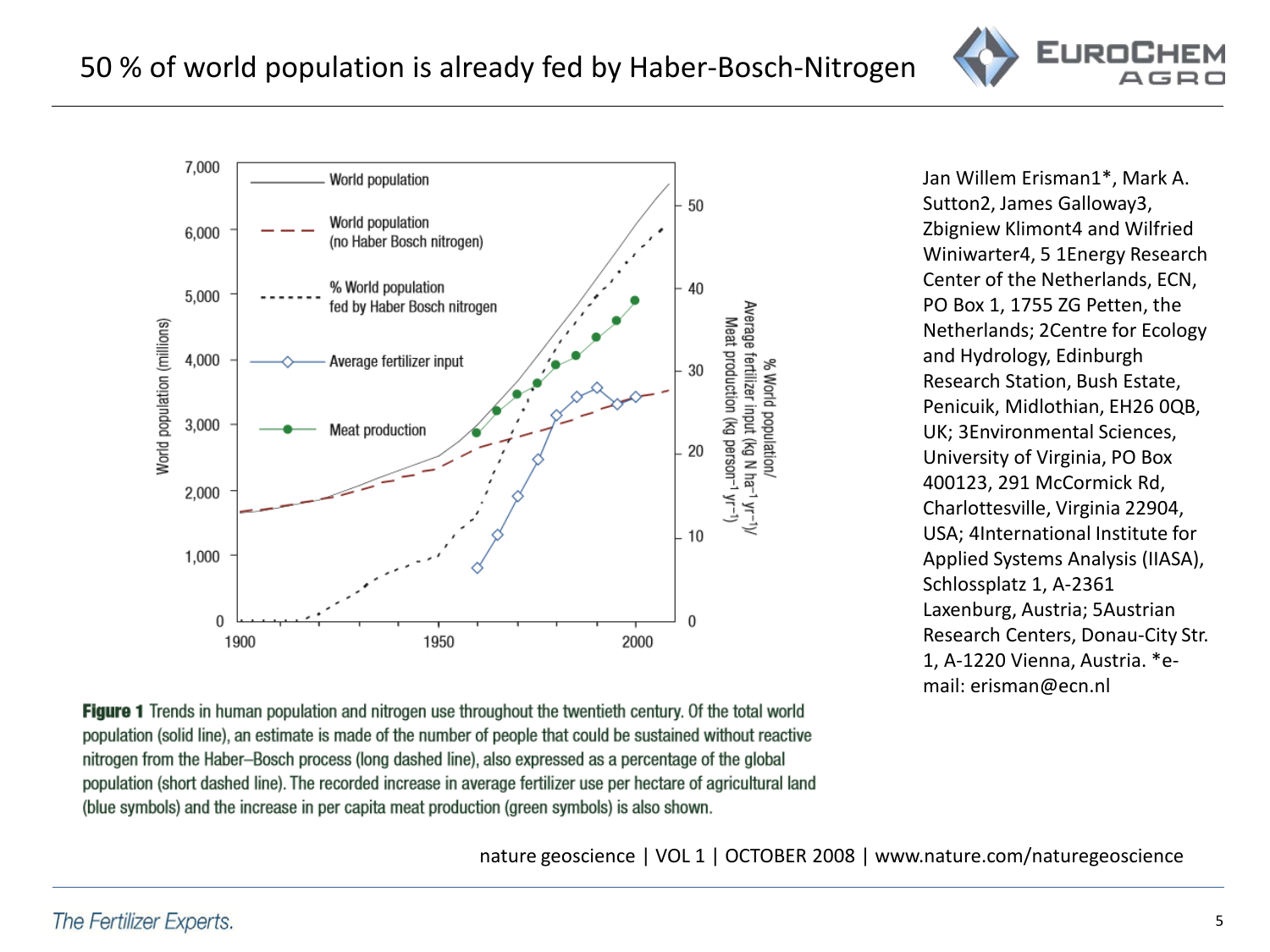# 50 % of world population is already fed by Haber-Bosch-Nitrogen

**Figure 1** Trends in human population and nitrogen use throughout the twentieth century. Of the total world population (solid line), an estimate is made of the number of people that could be sustained without reactive nitrogen from the Haber–Bosch process (long dashed line), also expressed as a percentage of the global population (short dashed line). The recorded increase in average fertilizer use per hectare of agricultural land (blue symbols) and the increase in per capita meat production (green symbols) is also shown.

Jan Willem Erisman1*, Mark A. Sutton2, James Galloway3, Zbigniew Klimont4 and Wilfried Winiwarter4, 5 1Energy Research Center of the Netherlands, ECN, PO Box 1, 1755 ZG Petten, the Netherlands; 2Centre for Ecology and Hydrology, Edinburgh Research Station, Bush Estate, Penicuik, Midlothian, EH26 0QB, UK; 3Environmental Sciences, University of Virginia, PO Box 400123, 291 McCormick Rd, Charlottesville, Virginia 22904, USA; 4International Institute for Applied Systems Analysis (IIASA), Schlossplatz 1, A-2361 Laxenburg, Austria; 5Austrian Research Centers, Donau-City Str. 1, A-1220 Vienna, Austria. *e-mail: erisman@ecn.nl

nature geoscience | VOL 1 | OCTOBER 2008 | www.nature.com/naturegeoscience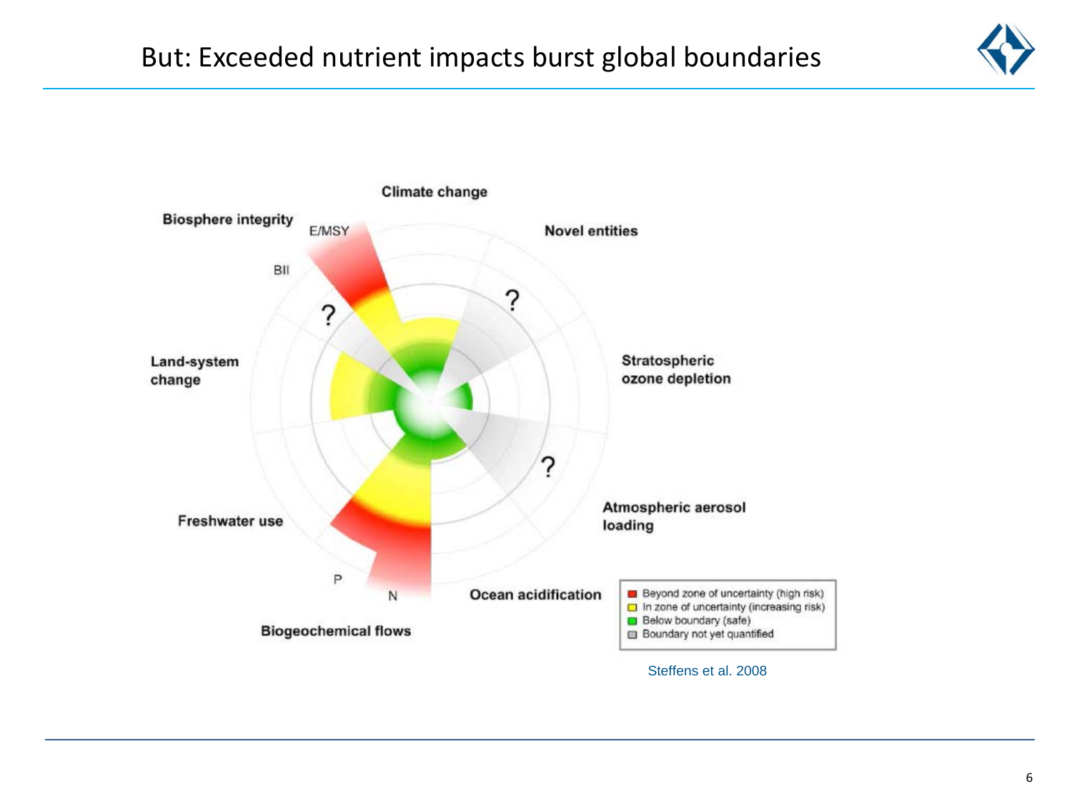# But: Exceeded nutrient impacts burst global boundaries

Climate change

Biosphere integrity

E/MSY

BII

Novel entities

Stratospheric ozone depletion

Land-system change

Atmospheric aerosol loading

Freshwater use

Ocean acidification

P

N

Biogeochemical flows

- Beyond zone of uncertainty (high risk)
- In zone of uncertainty (increasing risk)
- Below boundary (safe)
- Boundary not yet quantified

Steffens et al. 2008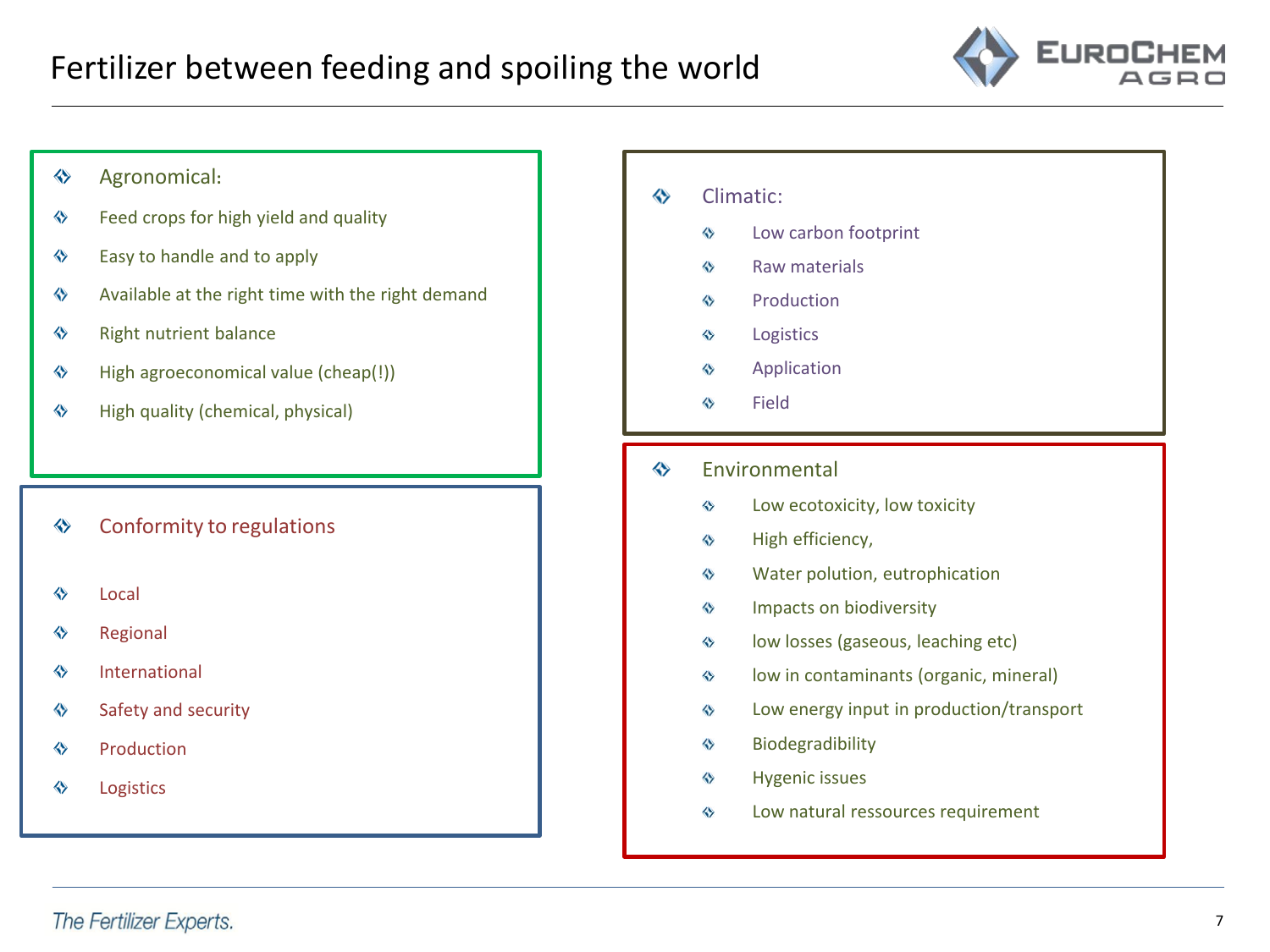# Fertilizer between feeding and spoiling the world

- **Agronomical:**
  - Feed crops for high yield and quality
  - Easy to handle and to apply
  - Available at the right time with the right demand
  - Right nutrient balance
  - High agroeconomical value (cheap(!))
  - High quality (chemical, physical)

- **Conformity to regulations**
  - Local
  - Regional
  - International
  - Safety and security
  - Production
  - Logistics

- **Climatic:**
  - Low carbon footprint
  - Raw materials
  - Production
  - Logistics
  - Application
  - Field

- **Environmental**
  - Low ecotoxicity, low toxicity
  - High efficiency,
  - Water polution, eutrophication
  - Impacts on biodiversity
  - low losses (gaseous, leaching etc)
  - low in contaminants (organic, mineral)
  - Low energy input in production/transport
  - Biodegradibility
  - Hygenic issues
  - Low natural ressources requirement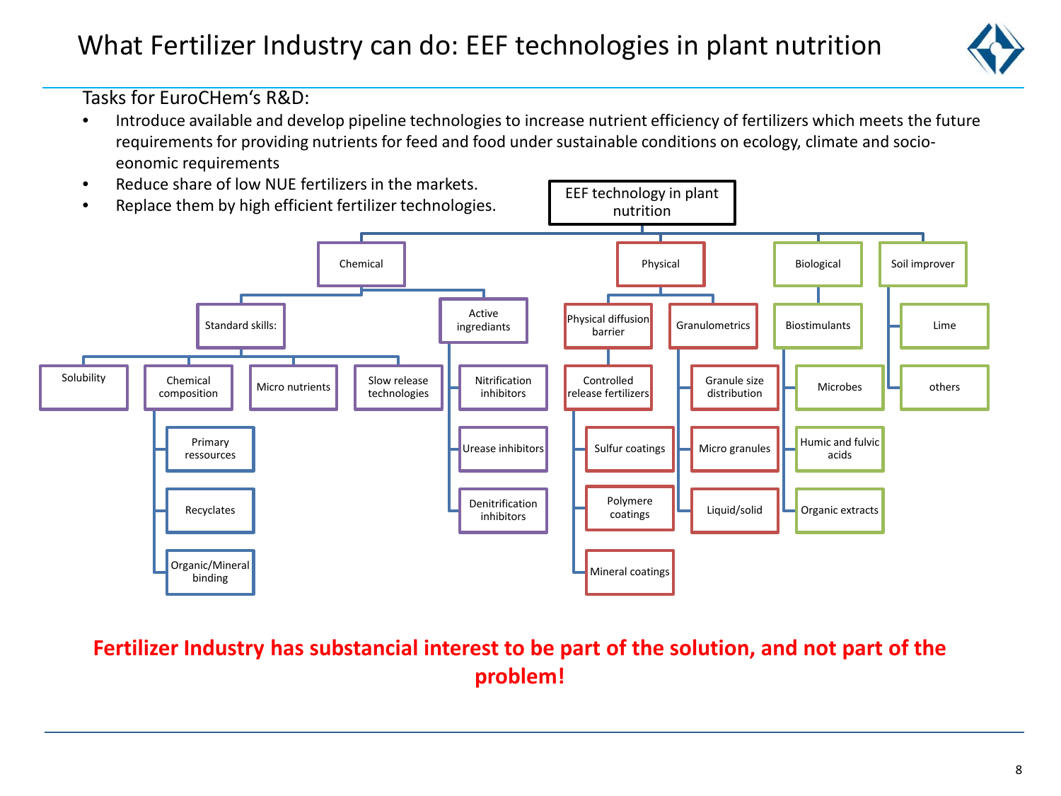# What Fertilizer Industry can do: EEF technologies in plant nutrition

Tasks for EuroCHem's R&D:

- Introduce available and develop pipeline technologies to increase nutrient efficiency of fertilizers which meets the future requirements for providing nutrients for feed and food under sustainable conditions on ecology, climate and socio-eonomic requirements
- Reduce share of low NUE fertilizers in the markets.
- Replace them by high efficient fertilizer technologies.

**EEF technology in plant nutrition**

- **Chemical**
  - Standard skills:
    - Solubility
    - Chemical composition
      - Primary ressources
      - Recyclates
      - Organic/Mineral binding
    - Micro nutrients
    - Slow release technologies
  - Active ingrediants
    - Nitrification inhibitors
    - Urease inhibitors
    - Denitrification inhibitors
- **Physical**
  - Physical diffusion barrier
    - Controlled release fertilizers
      - Sulfur coatings
      - Polymere coatings
      - Mineral coatings
  - Granulometrics
    - Granule size distribution
    - Micro granules
    - Liquid/solid
- **Biological**
  - Biostimulants
    - Microbes
    - Humic and fulvic acids
    - Organic extracts
- **Soil improver**
  - Lime
  - others

**Fertilizer Industry has substancial interest to be part of the solution, and not part of the problem!**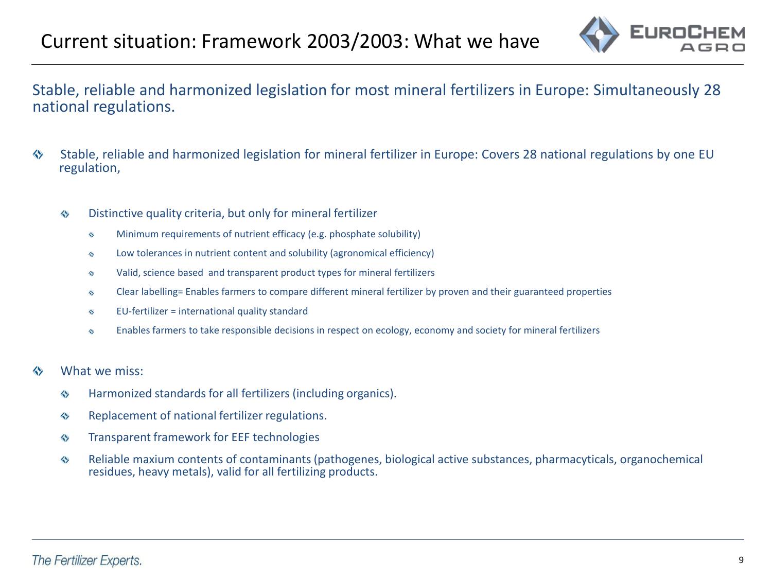# Current situation: Framework 2003/2003: What we have

Stable, reliable and harmonized legislation for most mineral fertilizers in Europe: Simultaneously 28 national regulations.

- Stable, reliable and harmonized legislation for mineral fertilizer in Europe: Covers 28 national regulations by one EU regulation,
  - Distinctive quality criteria, but only for mineral fertilizer
    - Minimum requirements of nutrient efficacy (e.g. phosphate solubility)
    - Low tolerances in nutrient content and solubility (agronomical efficiency)
    - Valid, science based and transparent product types for mineral fertilizers
    - Clear labelling= Enables farmers to compare different mineral fertilizer by proven and their guaranteed properties
    - EU-fertilizer = international quality standard
    - Enables farmers to take responsible decisions in respect on ecology, economy and society for mineral fertilizers
- What we miss:
  - Harmonized standards for all fertilizers (including organics).
  - Replacement of national fertilizer regulations.
  - Transparent framework for EEF technologies
  - Reliable maxium contents of contaminants (pathogenes, biological active substances, pharmacyticals, organochemical residues, heavy metals), valid for all fertilizing products.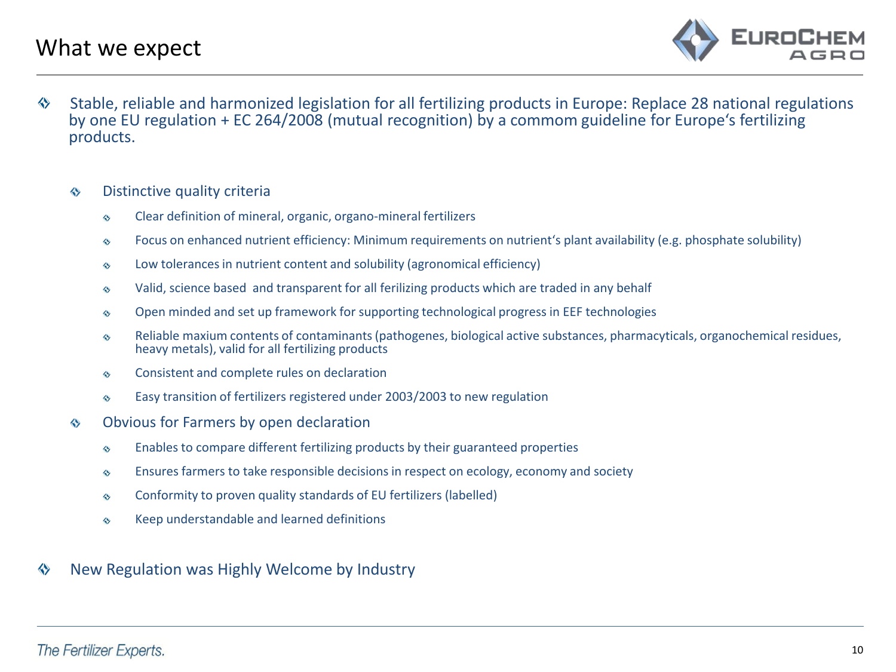# What we expect

- Stable, reliable and harmonized legislation for all fertilizing products in Europe: Replace 28 national regulations by one EU regulation + EC 264/2008 (mutual recognition) by a commom guideline for Europe‘s fertilizing products.

  - Distinctive quality criteria
    - Clear definition of mineral, organic, organo-mineral fertilizers
    - Focus on enhanced nutrient efficiency: Minimum requirements on nutrient‘s plant availability (e.g. phosphate solubility)
    - Low tolerances in nutrient content and solubility (agronomical efficiency)
    - Valid, science based and transparent for all ferilizing products which are traded in any behalf
    - Open minded and set up framework for supporting technological progress in EEF technologies
    - Reliable maxium contents of contaminants (pathogenes, biological active substances, pharmacyticals, organochemical residues, heavy metals), valid for all fertilizing products
    - Consistent and complete rules on declaration
    - Easy transition of fertilizers registered under 2003/2003 to new regulation
  - Obvious for Farmers by open declaration
    - Enables to compare different fertilizing products by their guaranteed properties
    - Ensures farmers to take responsible decisions in respect on ecology, economy and society
    - Conformity to proven quality standards of EU fertilizers (labelled)
    - Keep understandable and learned definitions

- New Regulation was Highly Welcome by Industry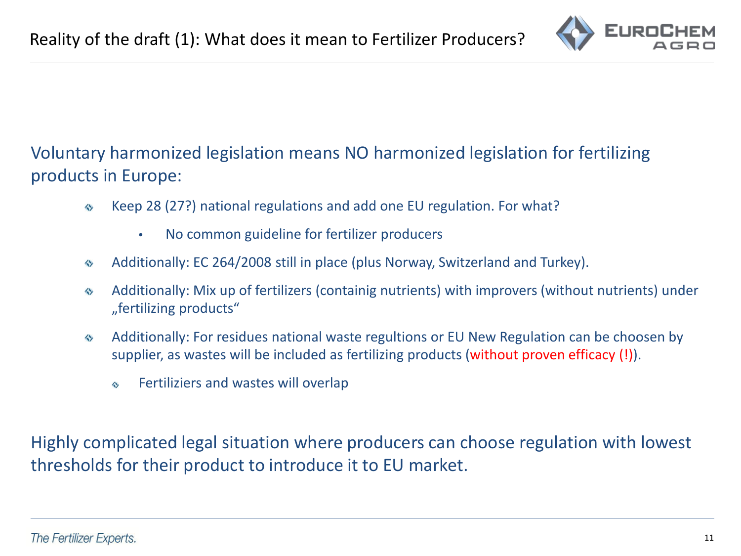# Reality of the draft (1): What does it mean to Fertilizer Producers?

Voluntary harmonized legislation means NO harmonized legislation for fertilizing products in Europe:

- Keep 28 (27?) national regulations and add one EU regulation. For what?
  - No common guideline for fertilizer producers
- Additionally: EC 264/2008 still in place (plus Norway, Switzerland and Turkey).
- Additionally: Mix up of fertilizers (containig nutrients) with improvers (without nutrients) under „fertilizing products“
- Additionally: For residues national waste regultions or EU New Regulation can be choosen by supplier, as wastes will be included as fertilizing products (without proven efficacy (!)).
  - Fertiliziers and wastes will overlap

Highly complicated legal situation where producers can choose regulation with lowest thresholds for their product to introduce it to EU market.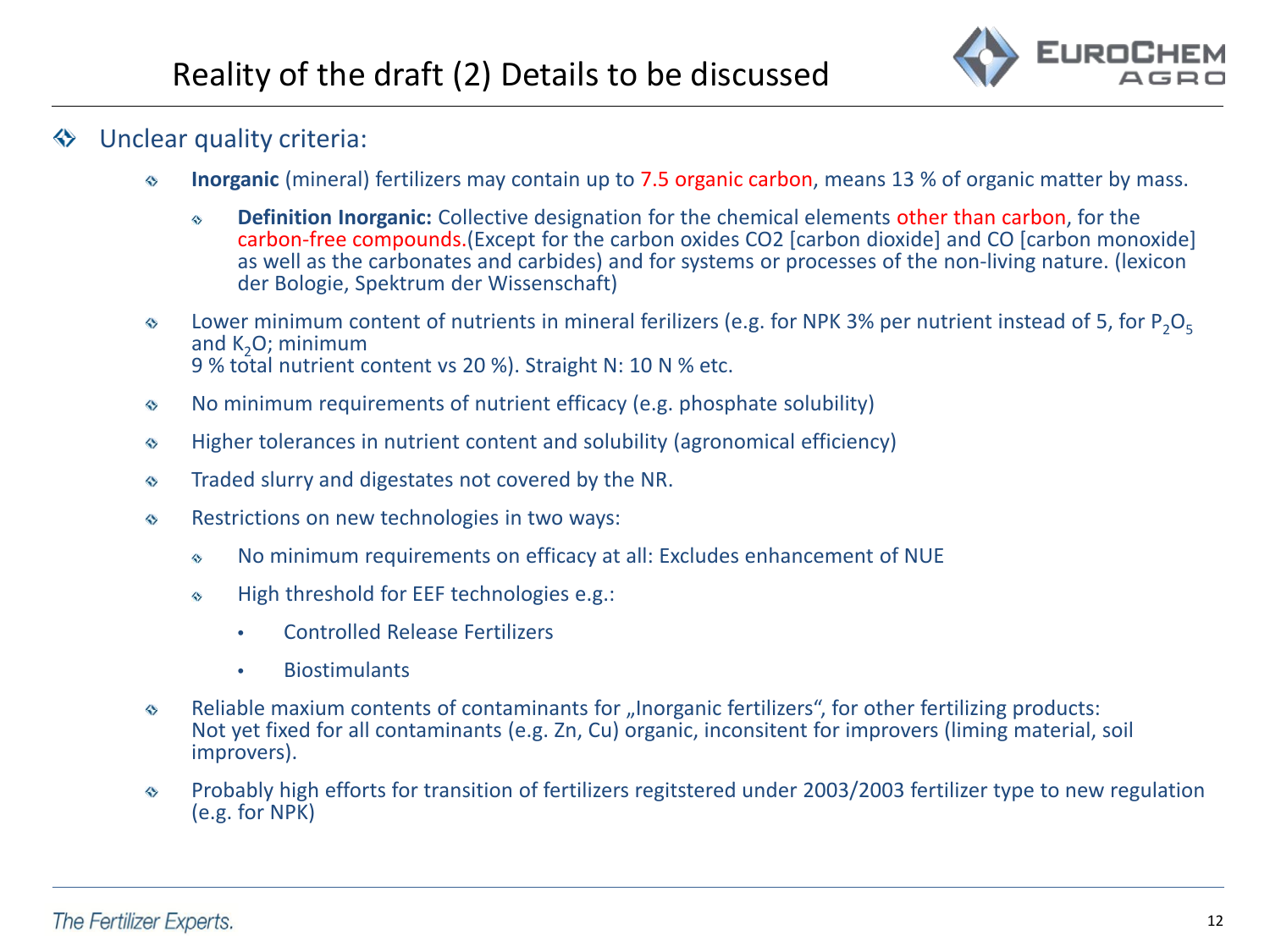# Reality of the draft (2) Details to be discussed

- Unclear quality criteria:
  - **Inorganic** (mineral) fertilizers may contain up to 7.5 organic carbon, means 13 % of organic matter by mass.
    - **Definition Inorganic:** Collective designation for the chemical elements other than carbon, for the carbon-free compounds.(Except for the carbon oxides CO2 [carbon dioxide] and CO [carbon monoxide] as well as the carbonates and carbides) and for systems or processes of the non-living nature. (lexicon der Bologie, Spektrum der Wissenschaft)
  - Lower minimum content of nutrients in mineral ferilizers (e.g. for NPK 3% per nutrient instead of 5, for $P_2O_5$ and $K_2O$; minimum 9 % total nutrient content vs 20 %). Straight N: 10 N % etc.
  - No minimum requirements of nutrient efficacy (e.g. phosphate solubility)
  - Higher tolerances in nutrient content and solubility (agronomical efficiency)
  - Traded slurry and digestates not covered by the NR.
  - Restrictions on new technologies in two ways:
    - No minimum requirements on efficacy at all: Excludes enhancement of NUE
    - High threshold for EEF technologies e.g.:
      - Controlled Release Fertilizers
      - Biostimulants
  - Reliable maxium contents of contaminants for „Inorganic fertilizers“, for other fertilizing products: Not yet fixed for all contaminants (e.g. Zn, Cu) organic, inconsitent for improvers (liming material, soil improvers).
  - Probably high efforts for transition of fertilizers regitstered under 2003/2003 fertilizer type to new regulation (e.g. for NPK)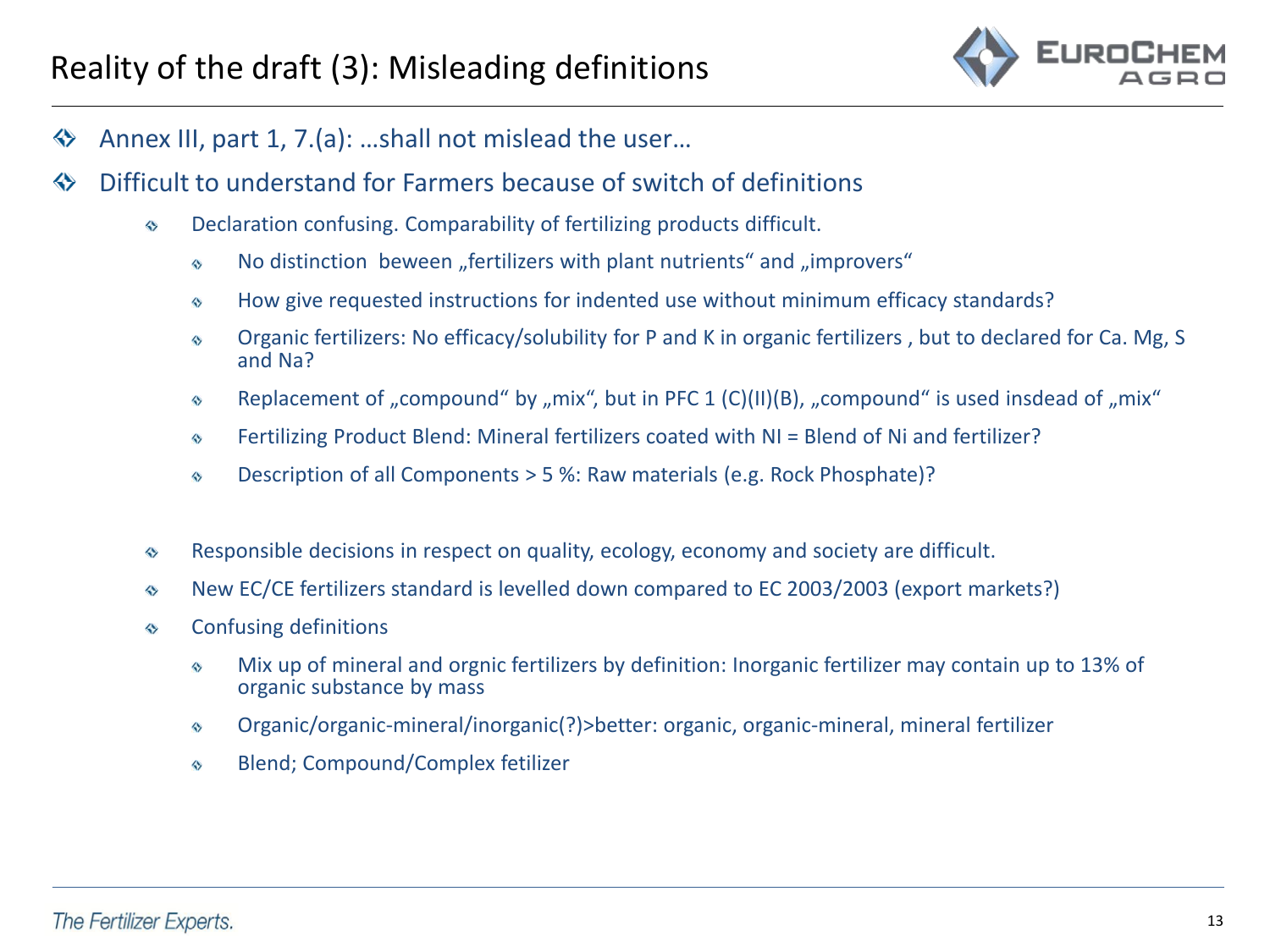# Reality of the draft (3): Misleading definitions

- Annex III, part 1, 7.(a): …shall not mislead the user…
- Difficult to understand for Farmers because of switch of definitions
  - Declaration confusing. Comparability of fertilizing products difficult.
    - No distinction beween „fertilizers with plant nutrients“ and „improvers“
    - How give requested instructions for indented use without minimum efficacy standards?
    - Organic fertilizers: No efficacy/solubility for P and K in organic fertilizers , but to declared for Ca. Mg, S and Na?
    - Replacement of „compound“ by „mix“, but in PFC 1 (C)(II)(B), „compound“ is used insdead of „mix“
    - Fertilizing Product Blend: Mineral fertilizers coated with NI = Blend of Ni and fertilizer?
    - Description of all Components > 5 %: Raw materials (e.g. Rock Phosphate)?
  - Responsible decisions in respect on quality, ecology, economy and society are difficult.
  - New EC/CE fertilizers standard is levelled down compared to EC 2003/2003 (export markets?)
  - Confusing definitions
    - Mix up of mineral and orgnic fertilizers by definition: Inorganic fertilizer may contain up to 13% of organic substance by mass
    - Organic/organic-mineral/inorganic(?)>better: organic, organic-mineral, mineral fertilizer
    - Blend; Compound/Complex fetilizer

*The Fertilizer Experts.*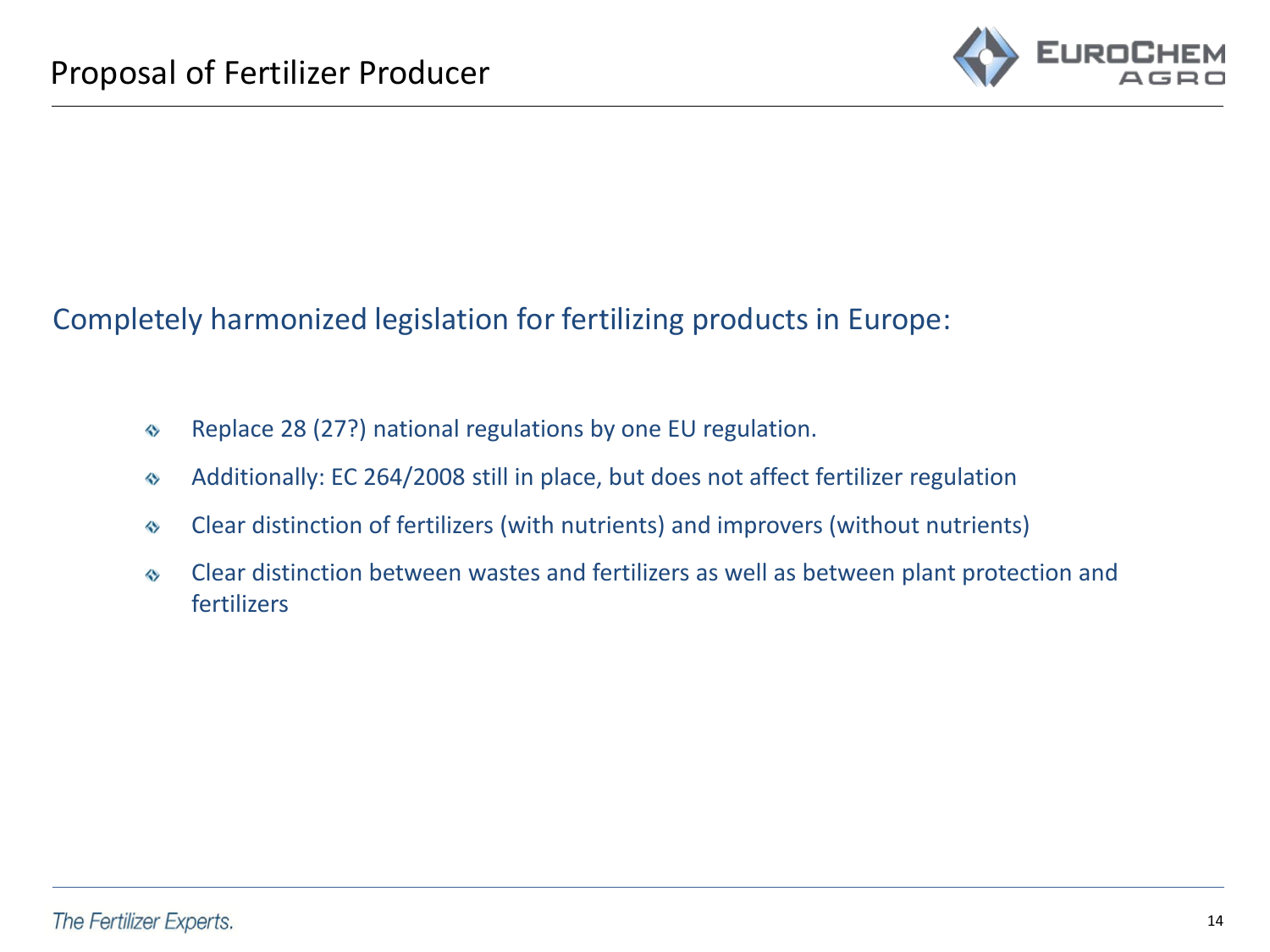# Proposal of Fertilizer Producer

Completely harmonized legislation for fertilizing products in Europe:

- Replace 28 (27?) national regulations by one EU regulation.
- Additionally: EC 264/2008 still in place, but does not affect fertilizer regulation
- Clear distinction of fertilizers (with nutrients) and improvers (without nutrients)
- Clear distinction between wastes and fertilizers as well as between plant protection and fertilizers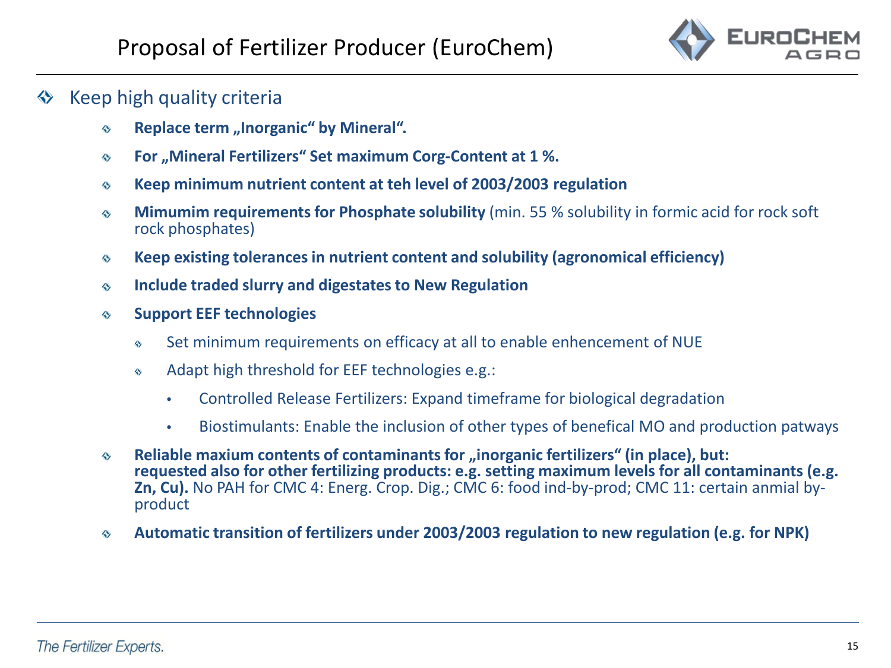# Proposal of Fertilizer Producer (EuroChem)

- Keep high quality criteria
  - **Replace term „Inorganic“ by Mineral“.**
  - **For „Mineral Fertilizers“ Set maximum Corg-Content at 1 %.**
  - **Keep minimum nutrient content at teh level of 2003/2003 regulation**
  - **Mimumim requirements for Phosphate solubility** (min. 55 % solubility in formic acid for rock soft rock phosphates)
  - **Keep existing tolerances in nutrient content and solubility (agronomical efficiency)**
  - **Include traded slurry and digestates to New Regulation**
  - **Support EEF technologies**
    - Set minimum requirements on efficacy at all to enable enhencement of NUE
    - Adapt high threshold for EEF technologies e.g.:
      - Controlled Release Fertilizers: Expand timeframe for biological degradation
      - Biostimulants: Enable the inclusion of other types of benefical MO and production patways
  - **Reliable maxium contents of contaminants for „inorganic fertilizers“ (in place), but: requested also for other fertilizing products: e.g. setting maximum levels for all contaminants (e.g. Zn, Cu).** No PAH for CMC 4: Energ. Crop. Dig.; CMC 6: food ind-by-prod; CMC 11: certain anmial by-product
  - **Automatic transition of fertilizers under 2003/2003 regulation to new regulation (e.g. for NPK)**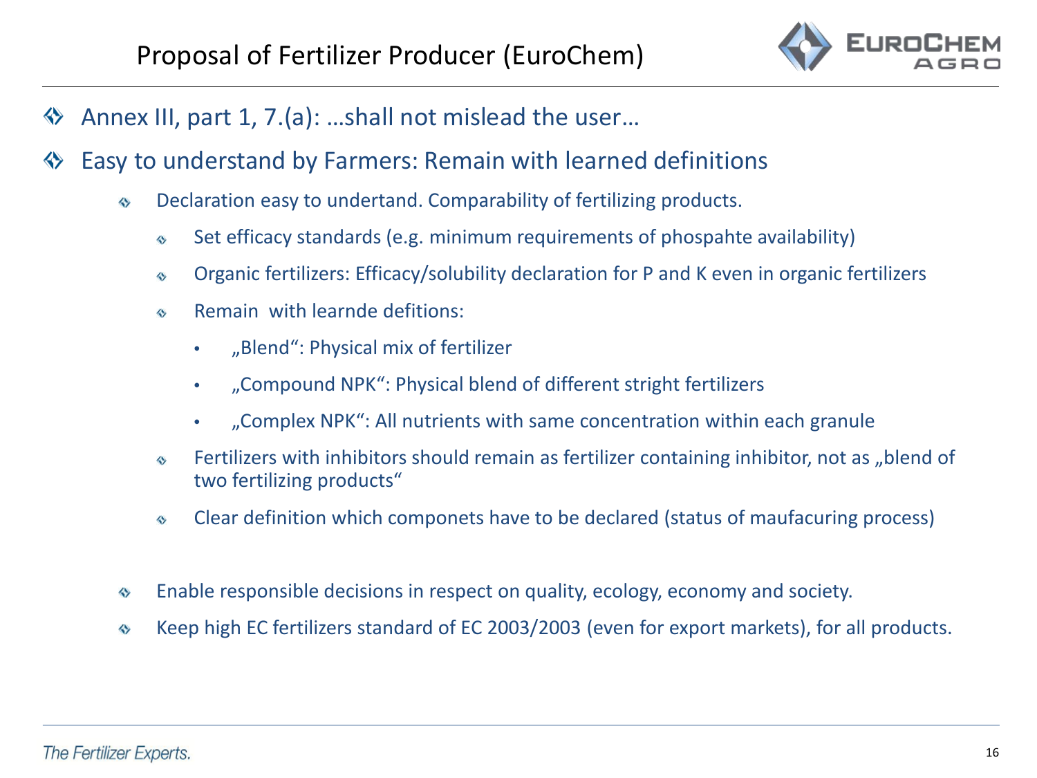# Proposal of Fertilizer Producer (EuroChem)

- Annex III, part 1, 7.(a): …shall not mislead the user…
- Easy to understand by Farmers: Remain with learned definitions
  - Declaration easy to undertand. Comparability of fertilizing products.
    - Set efficacy standards (e.g. minimum requirements of phospahte availability)
    - Organic fertilizers: Efficacy/solubility declaration for P and K even in organic fertilizers
    - Remain with learnde defitions:
      - „Blend“: Physical mix of fertilizer
      - „Compound NPK“: Physical blend of different stright fertilizers
      - „Complex NPK“: All nutrients with same concentration within each granule
    - Fertilizers with inhibitors should remain as fertilizer containing inhibitor, not as „blend of two fertilizing products“
    - Clear definition which componets have to be declared (status of maufacuring process)
  - Enable responsible decisions in respect on quality, ecology, economy and society.
  - Keep high EC fertilizers standard of EC 2003/2003 (even for export markets), for all products.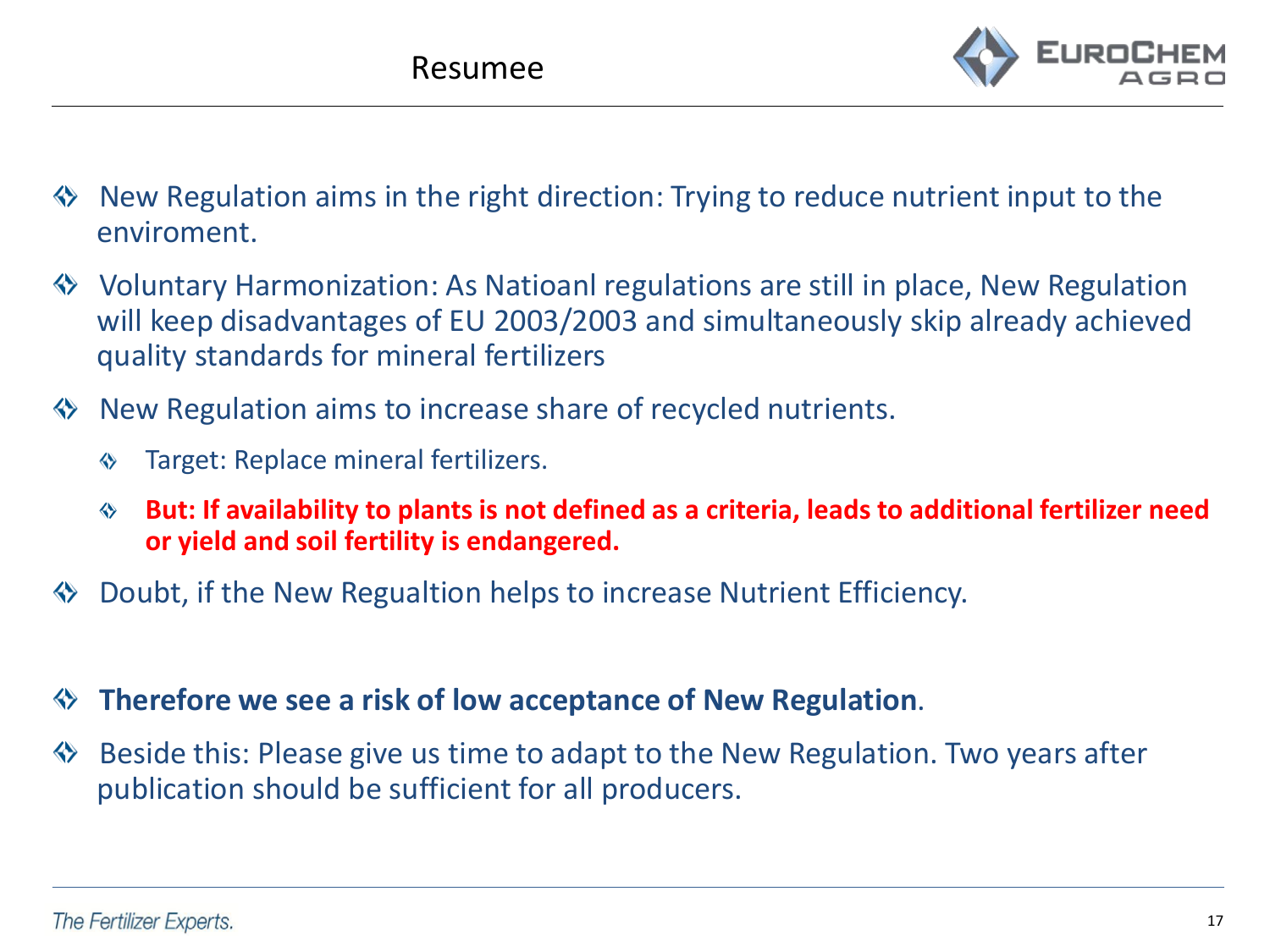# Resumee

- New Regulation aims in the right direction: Trying to reduce nutrient input to the enviroment.
- Voluntary Harmonization: As Natioanl regulations are still in place, New Regulation will keep disadvantages of EU 2003/2003 and simultaneously skip already achieved quality standards for mineral fertilizers
- New Regulation aims to increase share of recycled nutrients.
  - Target: Replace mineral fertilizers.
  - **But: If availability to plants is not defined as a criteria, leads to additional fertilizer need or yield and soil fertility is endangered.**
- Doubt, if the New Regualtion helps to increase Nutrient Efficiency.

- **Therefore we see a risk of low acceptance of New Regulation**.
- Beside this: Please give us time to adapt to the New Regulation. Two years after publication should be sufficient for all producers.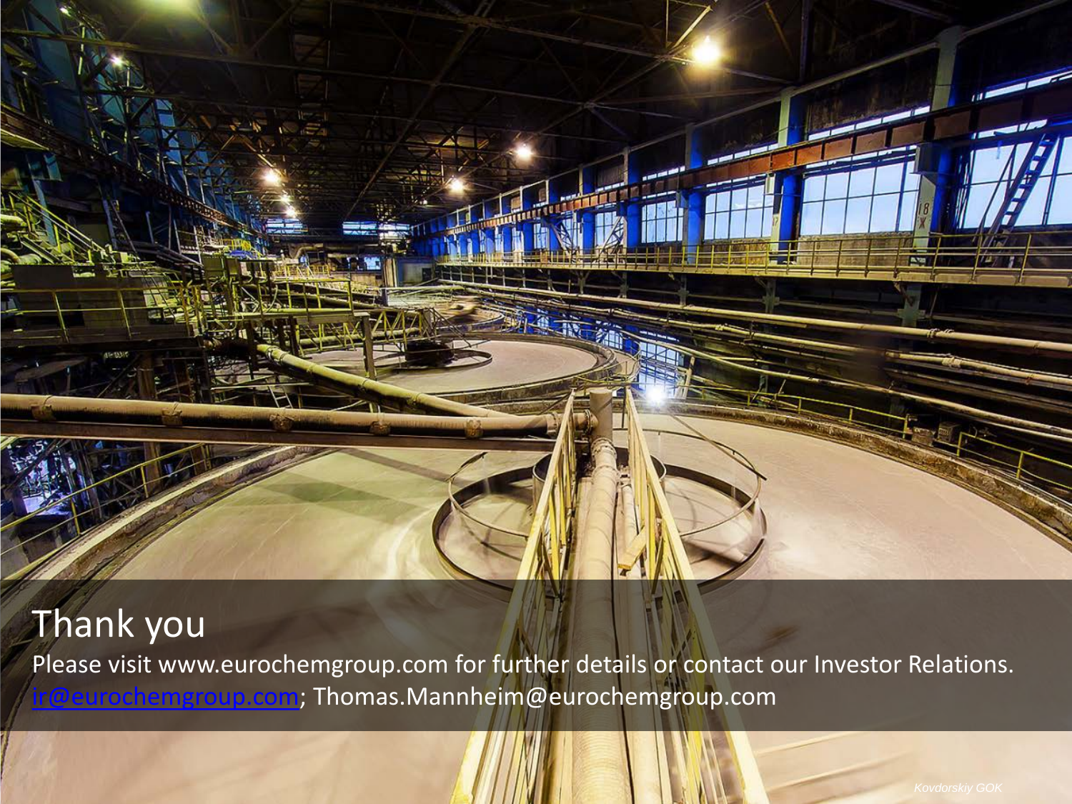# Thank you

Please visit www.eurochemgroup.com for further details or contact our Investor Relations.

ir@eurochemgroup.com; Thomas.Mannheim@eurochemgroup.com

*Kovdorskiy GOK*